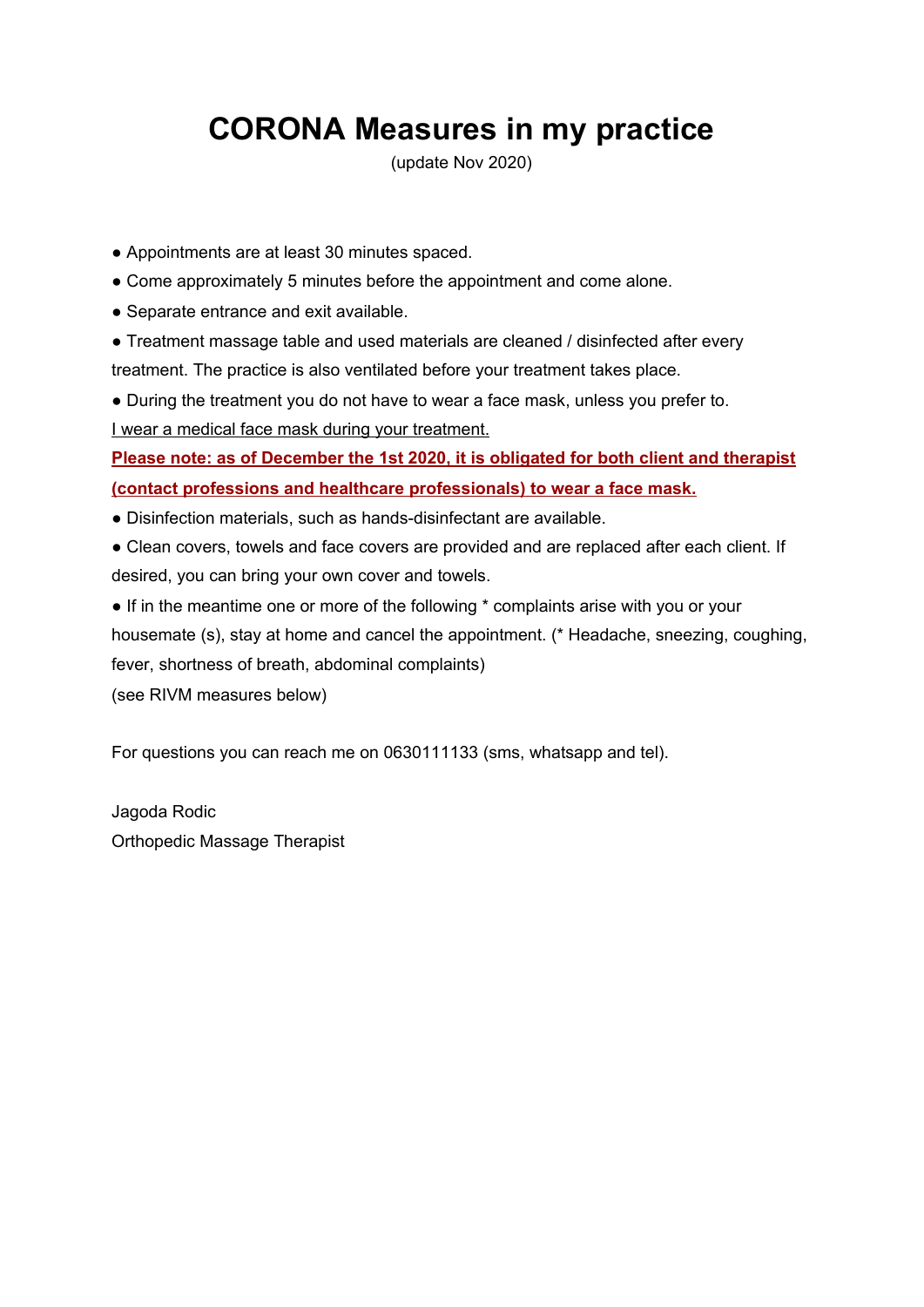# CORONA Measures in my practice

(update Nov 2020)

- Appointments are at least 30 minutes spaced.
- Come approximately 5 minutes before the appointment and come alone.
- Separate entrance and exit available.
- Treatment massage table and used materials are cleaned / disinfected after every treatment. The practice is also ventilated before your treatment takes place.
- During the treatment you do not have to wear a face mask, unless you prefer to.

<u>I wear a medical face mask during your treatment.</u>

<u>**Please note: as of December the 1st 2020, it is obligated for both client and therapist (contact professions and healthcare professionals) to wear a face mask.**</u>

- Disinfection materials, such as hands-disinfectant are available.
- Clean covers, towels and face covers are provided and are replaced after each client. If desired, you can bring your own cover and towels.
- If in the meantime one or more of the following * complaints arise with you or your housemate (s), stay at home and cancel the appointment. (* Headache, sneezing, coughing, fever, shortness of breath, abdominal complaints)

(see RIVM measures below)

For questions you can reach me on 0630111133 (sms, whatsapp and tel).

Jagoda Rodic
Orthopedic Massage Therapist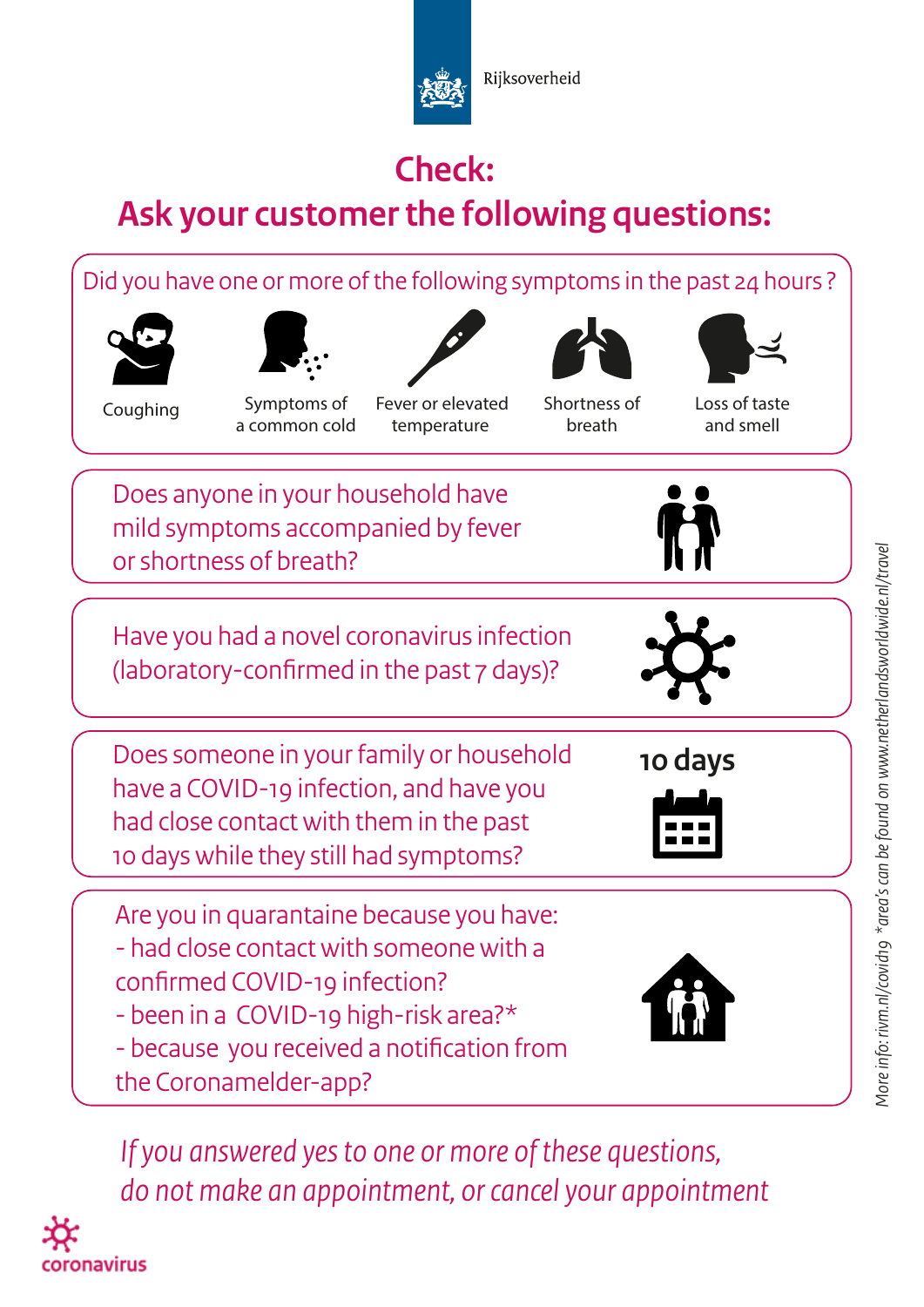Rijksoverheid

# Check:
# Ask your customer the following questions:

Did you have one or more of the following symptoms in the past 24 hours ?

Coughing

Symptoms of a common cold

Fever or elevated temperature

Shortness of breath

Loss of taste and smell

Does anyone in your household have mild symptoms accompanied by fever or shortness of breath?

Have you had a novel coronavirus infection (laboratory-confirmed in the past 7 days)?

Does someone in your family or household have a COVID-19 infection, and have you had close contact with them in the past 10 days while they still had symptoms?

**10 days**

Are you in quarantaine because you have:
- had close contact with someone with a confirmed COVID-19 infection?
- been in a COVID-19 high-risk area?*
- because you received a notification from the Coronamelder-app?

*If you answered yes to one or more of these questions, do not make an appointment, or cancel your appointment*

*More info: rivm.nl/covid19 *area's can be found on www.netherlandsworldwide.nl/travel*

coronavirus